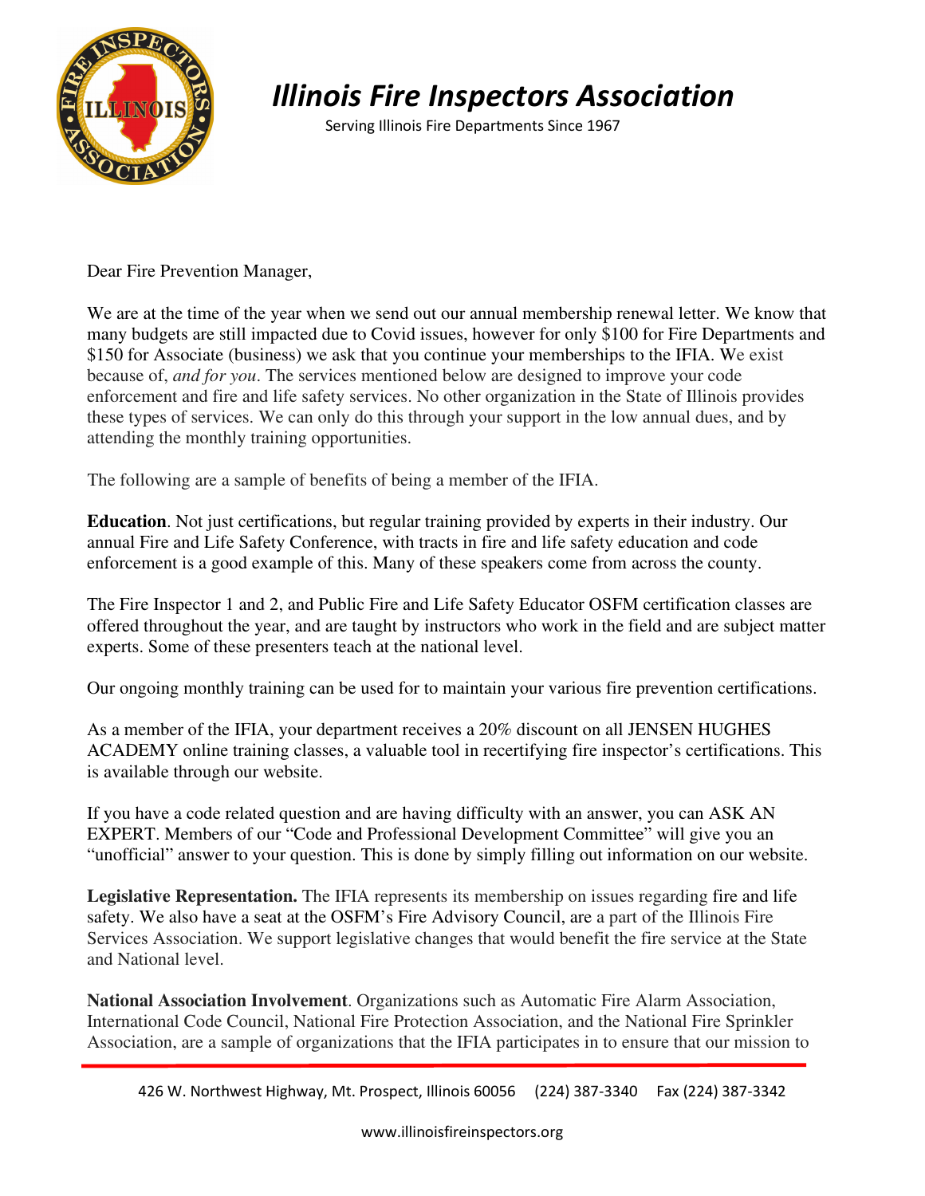# *Illinois Fire Inspectors Association*

Serving Illinois Fire Departments Since 1967

Dear Fire Prevention Manager,

We are at the time of the year when we send out our annual membership renewal letter. We know that many budgets are still impacted due to Covid issues, however for only $100 for Fire Departments and $150 for Associate (business) we ask that you continue your memberships to the IFIA. We exist because of, *and for you*. The services mentioned below are designed to improve your code enforcement and fire and life safety services. No other organization in the State of Illinois provides these types of services. We can only do this through your support in the low annual dues, and by attending the monthly training opportunities.

The following are a sample of benefits of being a member of the IFIA.

**Education**. Not just certifications, but regular training provided by experts in their industry. Our annual Fire and Life Safety Conference, with tracts in fire and life safety education and code enforcement is a good example of this. Many of these speakers come from across the county.

The Fire Inspector 1 and 2, and Public Fire and Life Safety Educator OSFM certification classes are offered throughout the year, and are taught by instructors who work in the field and are subject matter experts. Some of these presenters teach at the national level.

Our ongoing monthly training can be used for to maintain your various fire prevention certifications.

As a member of the IFIA, your department receives a 20% discount on all JENSEN HUGHES ACADEMY online training classes, a valuable tool in recertifying fire inspector's certifications. This is available through our website.

If you have a code related question and are having difficulty with an answer, you can ASK AN EXPERT. Members of our "Code and Professional Development Committee" will give you an "unofficial" answer to your question. This is done by simply filling out information on our website.

**Legislative Representation.** The IFIA represents its membership on issues regarding fire and life safety. We also have a seat at the OSFM's Fire Advisory Council, are a part of the Illinois Fire Services Association. We support legislative changes that would benefit the fire service at the State and National level.

**National Association Involvement**. Organizations such as Automatic Fire Alarm Association, International Code Council, National Fire Protection Association, and the National Fire Sprinkler Association, are a sample of organizations that the IFIA participates in to ensure that our mission to

426 W. Northwest Highway, Mt. Prospect, Illinois 60056 (224) 387-3340 Fax (224) 387-3342

www.illinoisfireinspectors.org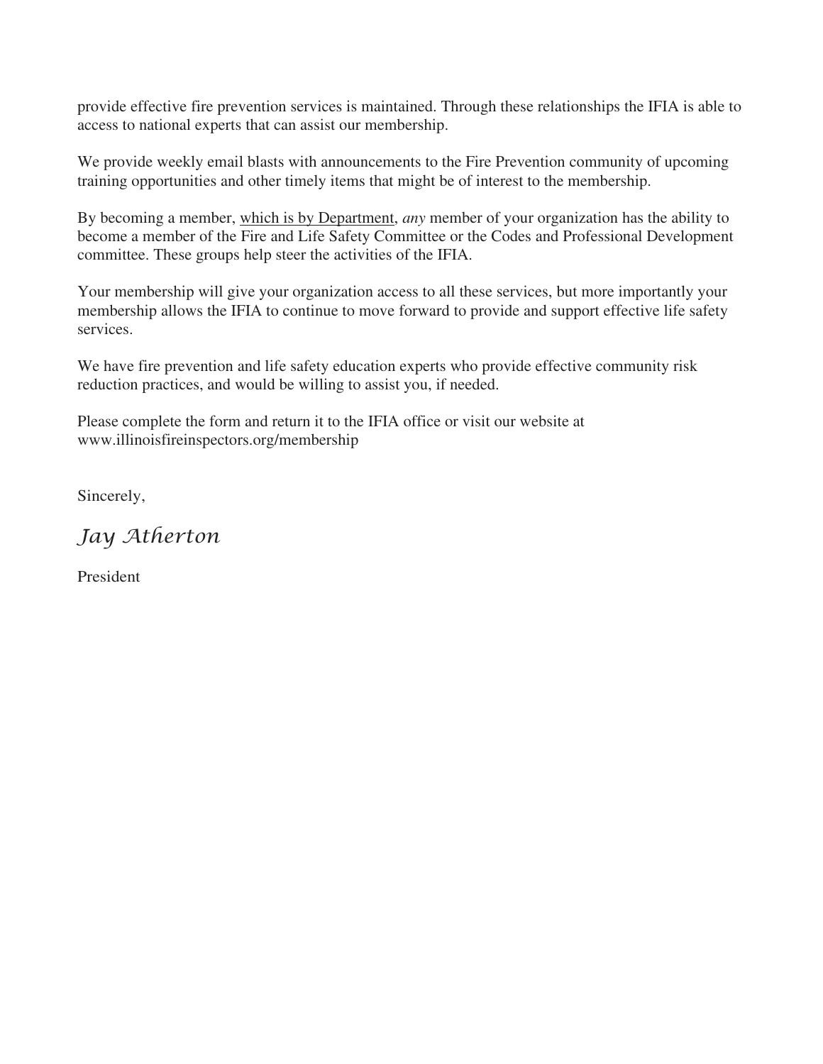provide effective fire prevention services is maintained. Through these relationships the IFIA is able to access to national experts that can assist our membership.

We provide weekly email blasts with announcements to the Fire Prevention community of upcoming training opportunities and other timely items that might be of interest to the membership.

By becoming a member, <u>which is by Department</u>, *any* member of your organization has the ability to become a member of the Fire and Life Safety Committee or the Codes and Professional Development committee. These groups help steer the activities of the IFIA.

Your membership will give your organization access to all these services, but more importantly your membership allows the IFIA to continue to move forward to provide and support effective life safety services.

We have fire prevention and life safety education experts who provide effective community risk reduction practices, and would be willing to assist you, if needed.

Please complete the form and return it to the IFIA office or visit our website at www.illinoisfireinspectors.org/membership

Sincerely,

*Jay Atherton*

President